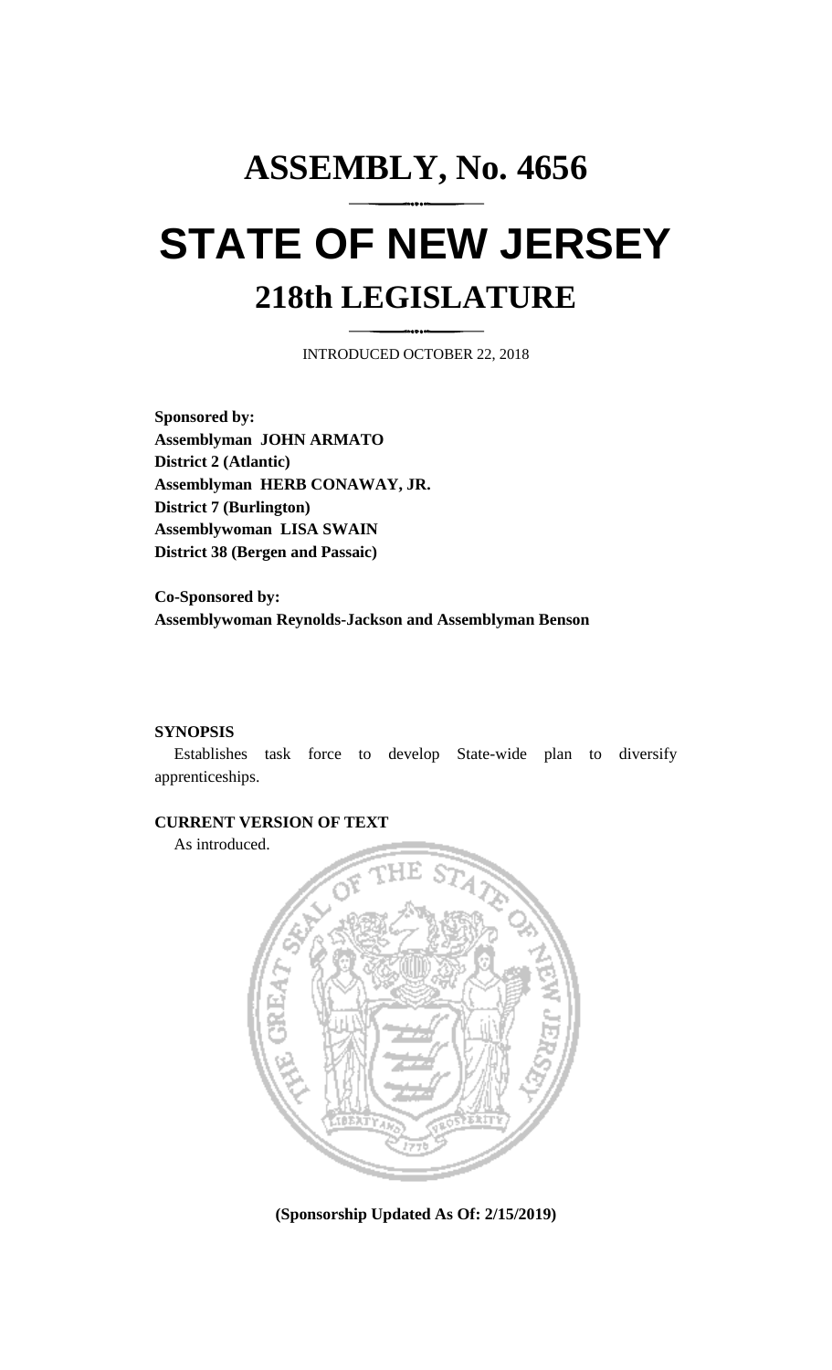# ASSEMBLY, No. 4656

# STATE OF NEW JERSEY

## 218th LEGISLATURE

INTRODUCED OCTOBER 22, 2018

**Sponsored by:**
**Assemblyman JOHN ARMATO**
**District 2 (Atlantic)**
**Assemblyman HERB CONAWAY, JR.**
**District 7 (Burlington)**
**Assemblywoman LISA SWAIN**
**District 38 (Bergen and Passaic)**

**Co-Sponsored by:**
**Assemblywoman Reynolds-Jackson and Assemblyman Benson**

**SYNOPSIS**

Establishes task force to develop State-wide plan to diversify apprenticeships.

**CURRENT VERSION OF TEXT**

As introduced.

**(Sponsorship Updated As Of: 2/15/2019)**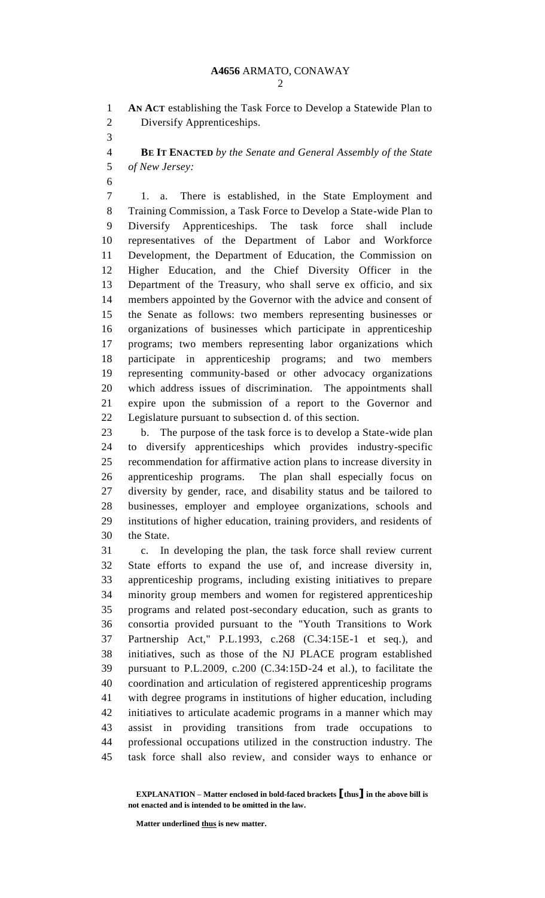**AN ACT** establishing the Task Force to Develop a Statewide Plan to Diversify Apprenticeships.

**BE IT ENACTED** *by the Senate and General Assembly of the State of New Jersey:*

1. a. There is established, in the State Employment and Training Commission, a Task Force to Develop a State-wide Plan to Diversify Apprenticeships. The task force shall include representatives of the Department of Labor and Workforce Development, the Department of Education, the Commission on Higher Education, and the Chief Diversity Officer in the Department of the Treasury, who shall serve ex officio, and six members appointed by the Governor with the advice and consent of the Senate as follows: two members representing businesses or organizations of businesses which participate in apprenticeship programs; two members representing labor organizations which participate in apprenticeship programs; and two members representing community-based or other advocacy organizations which address issues of discrimination. The appointments shall expire upon the submission of a report to the Governor and Legislature pursuant to subsection d. of this section.

b. The purpose of the task force is to develop a State-wide plan to diversify apprenticeships which provides industry-specific recommendation for affirmative action plans to increase diversity in apprenticeship programs. The plan shall especially focus on diversity by gender, race, and disability status and be tailored to businesses, employer and employee organizations, schools and institutions of higher education, training providers, and residents of the State.

c. In developing the plan, the task force shall review current State efforts to expand the use of, and increase diversity in, apprenticeship programs, including existing initiatives to prepare minority group members and women for registered apprenticeship programs and related post-secondary education, such as grants to consortia provided pursuant to the "Youth Transitions to Work Partnership Act," P.L.1993, c.268 (C.34:15E-1 et seq.), and initiatives, such as those of the NJ PLACE program established pursuant to P.L.2009, c.200 (C.34:15D-24 et al.), to facilitate the coordination and articulation of registered apprenticeship programs with degree programs in institutions of higher education, including initiatives to articulate academic programs in a manner which may assist in providing transitions from trade occupations to professional occupations utilized in the construction industry. The task force shall also review, and consider ways to enhance or

**EXPLANATION – Matter enclosed in bold-faced brackets [thus] in the above bill is not enacted and is intended to be omitted in the law.**

**Matter underlined thus is new matter.**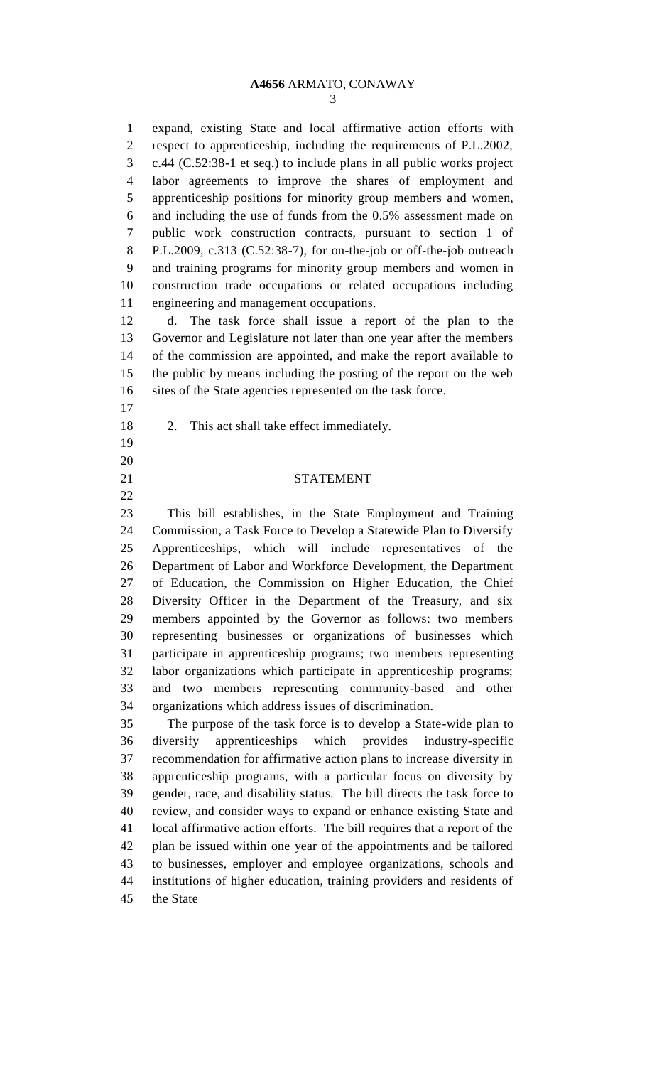expand, existing State and local affirmative action efforts with respect to apprenticeship, including the requirements of P.L.2002, c.44 (C.52:38-1 et seq.) to include plans in all public works project labor agreements to improve the shares of employment and apprenticeship positions for minority group members and women, and including the use of funds from the 0.5% assessment made on public work construction contracts, pursuant to section 1 of P.L.2009, c.313 (C.52:38-7), for on-the-job or off-the-job outreach and training programs for minority group members and women in construction trade occupations or related occupations including engineering and management occupations.

d. The task force shall issue a report of the plan to the Governor and Legislature not later than one year after the members of the commission are appointed, and make the report available to the public by means including the posting of the report on the web sites of the State agencies represented on the task force.

2. This act shall take effect immediately.

## STATEMENT

This bill establishes, in the State Employment and Training Commission, a Task Force to Develop a Statewide Plan to Diversify Apprenticeships, which will include representatives of the Department of Labor and Workforce Development, the Department of Education, the Commission on Higher Education, the Chief Diversity Officer in the Department of the Treasury, and six members appointed by the Governor as follows: two members representing businesses or organizations of businesses which participate in apprenticeship programs; two members representing labor organizations which participate in apprenticeship programs; and two members representing community-based and other organizations which address issues of discrimination.

The purpose of the task force is to develop a State-wide plan to diversify apprenticeships which provides industry-specific recommendation for affirmative action plans to increase diversity in apprenticeship programs, with a particular focus on diversity by gender, race, and disability status. The bill directs the task force to review, and consider ways to expand or enhance existing State and local affirmative action efforts. The bill requires that a report of the plan be issued within one year of the appointments and be tailored to businesses, employer and employee organizations, schools and institutions of higher education, training providers and residents of the State